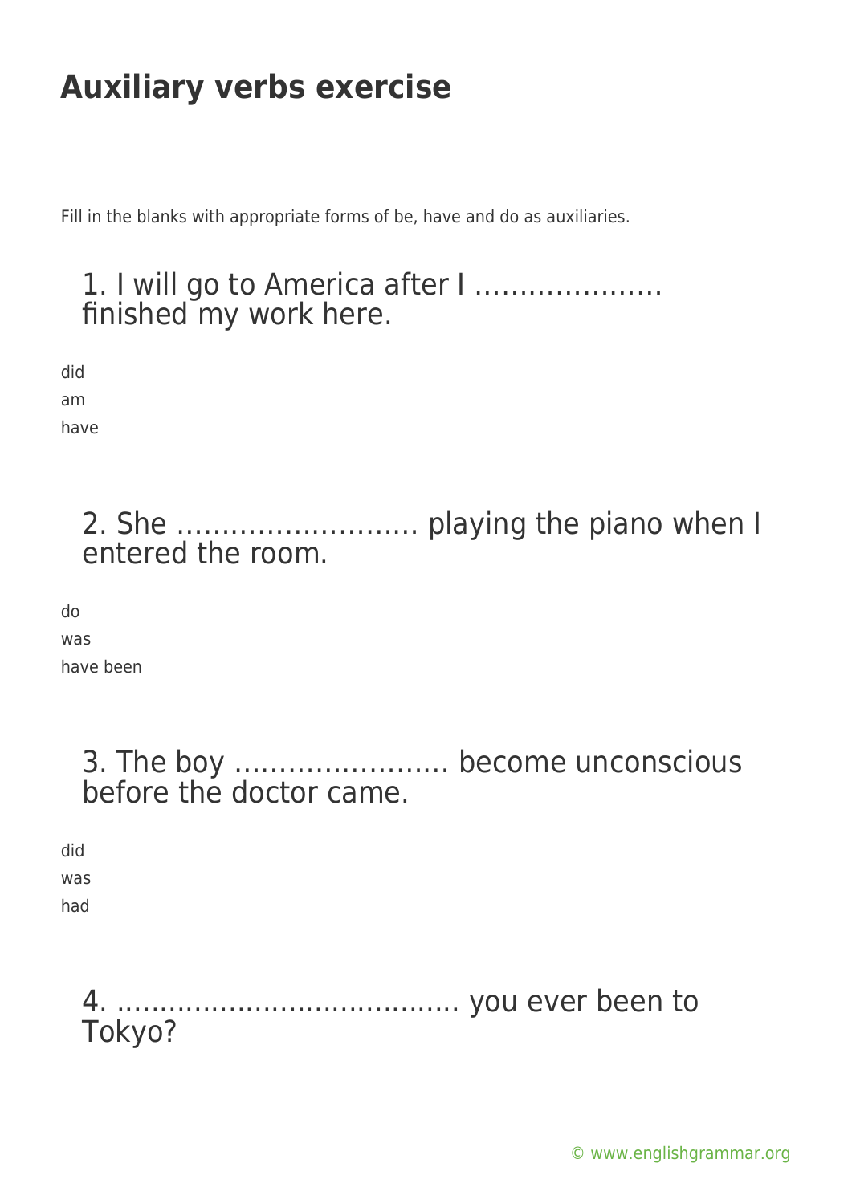# Auxiliary verbs exercise

Fill in the blanks with appropriate forms of be, have and do as auxiliaries.

## 1. I will go to America after I ………………… finished my work here.

did

am

have

## 2. She ……………………… playing the piano when I entered the room.

do

was

have been

## 3. The boy …………………… become unconscious before the doctor came.

did

was

had

## 4. ………………………………… you ever been to Tokyo?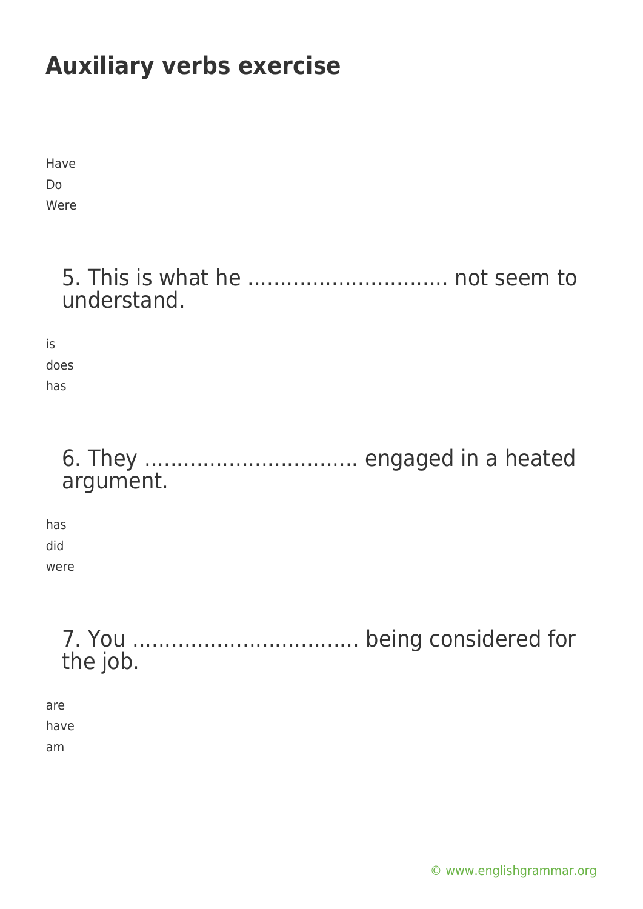# Auxiliary verbs exercise

Have
Do
Were

5. This is what he .............................. not seem to understand.

is
does
has

6. They ................................ engaged in a heated argument.

has
did
were

7. You .................................. being considered for the job.

are
have
am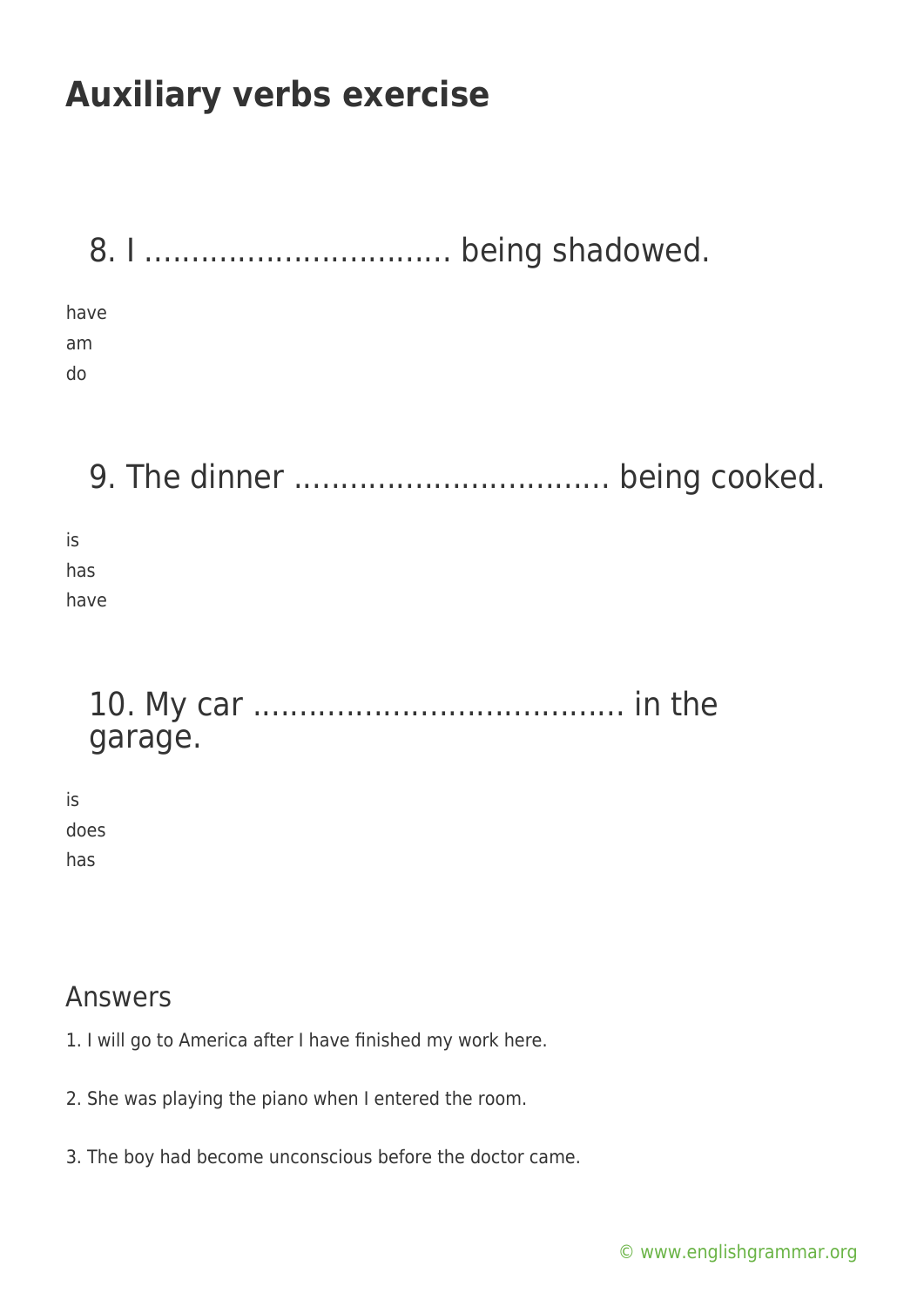# Auxiliary verbs exercise

8. I ................................ being shadowed.

have
am
do

9. The dinner ................................ being cooked.

is
has
have

10. My car ...................................... in the garage.

is
does
has

## Answers

1. I will go to America after I have finished my work here.

2. She was playing the piano when I entered the room.

3. The boy had become unconscious before the doctor came.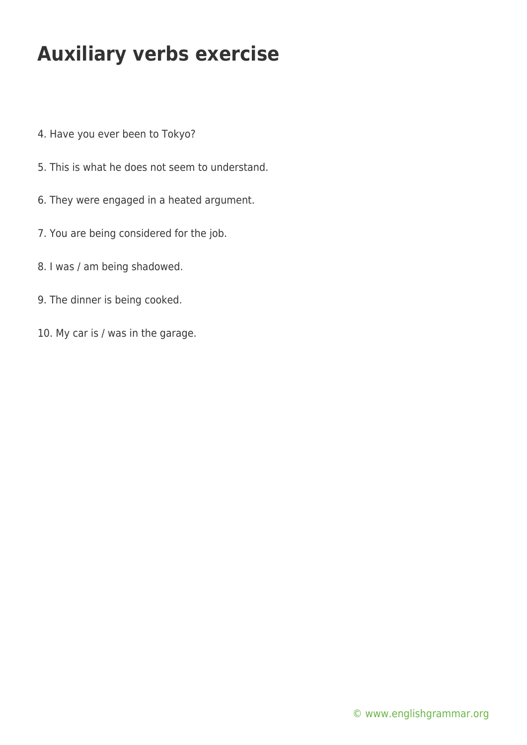# Auxiliary verbs exercise

4. Have you ever been to Tokyo?

5. This is what he does not seem to understand.

6. They were engaged in a heated argument.

7. You are being considered for the job.

8. I was / am being shadowed.

9. The dinner is being cooked.

10. My car is / was in the garage.